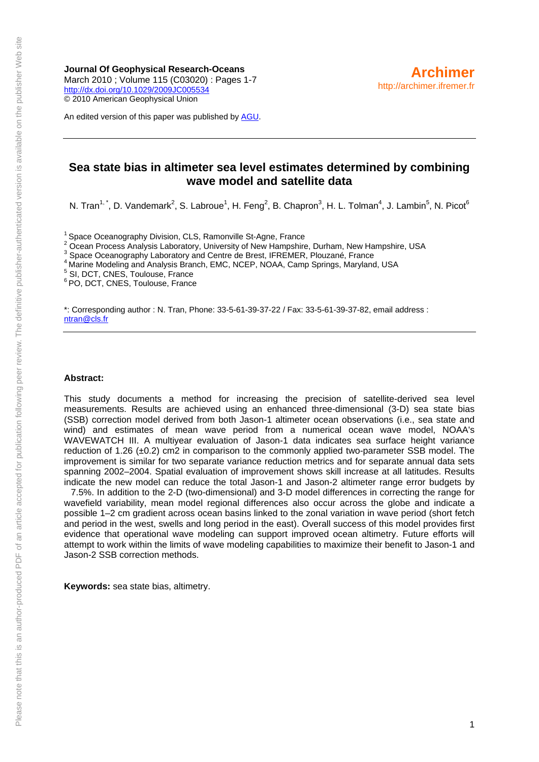**Journal Of Geophysical Research-Oceans**
March 2010 ; Volume 115 (C03020) : Pages 1-7
http://dx.doi.org/10.1029/2009JC005534
© 2010 American Geophysical Union

**Archimer**
http://archimer.ifremer.fr

An edited version of this paper was published by AGU.

---

# Sea state bias in altimeter sea level estimates determined by combining wave model and satellite data

N. Tran[1,*], D. Vandemark[2], S. Labroue[1], H. Feng[2], B. Chapron[3], H. L. Tolman[4], J. Lambin[5], N. Picot[6]

[1] Space Oceanography Division, CLS, Ramonville St-Agne, France
[2] Ocean Process Analysis Laboratory, University of New Hampshire, Durham, New Hampshire, USA
[3] Space Oceanography Laboratory and Centre de Brest, IFREMER, Plouzané, France
[4] Marine Modeling and Analysis Branch, EMC, NCEP, NOAA, Camp Springs, Maryland, USA
[5] SI, DCT, CNES, Toulouse, France
[6] PO, DCT, CNES, Toulouse, France

*: Corresponding author : N. Tran, Phone: 33-5-61-39-37-22 / Fax: 33-5-61-39-37-82, email address : ntran@cls.fr

---

**Abstract:**

This study documents a method for increasing the precision of satellite-derived sea level measurements. Results are achieved using an enhanced three-dimensional (3-D) sea state bias (SSB) correction model derived from both Jason-1 altimeter ocean observations (i.e., sea state and wind) and estimates of mean wave period from a numerical ocean wave model, NOAA's WAVEWATCH III. A multiyear evaluation of Jason-1 data indicates sea surface height variance reduction of 1.26 (±0.2) cm2 in comparison to the commonly applied two-parameter SSB model. The improvement is similar for two separate variance reduction metrics and for separate annual data sets spanning 2002–2004. Spatial evaluation of improvement shows skill increase at all latitudes. Results indicate the new model can reduce the total Jason-1 and Jason-2 altimeter range error budgets by 7.5%. In addition to the 2-D (two-dimensional) and 3-D model differences in correcting the range for wavefield variability, mean model regional differences also occur across the globe and indicate a possible 1–2 cm gradient across ocean basins linked to the zonal variation in wave period (short fetch and period in the west, swells and long period in the east). Overall success of this model provides first evidence that operational wave modeling can support improved ocean altimetry. Future efforts will attempt to work within the limits of wave modeling capabilities to maximize their benefit to Jason-1 and Jason-2 SSB correction methods.

**Keywords:** sea state bias, altimetry.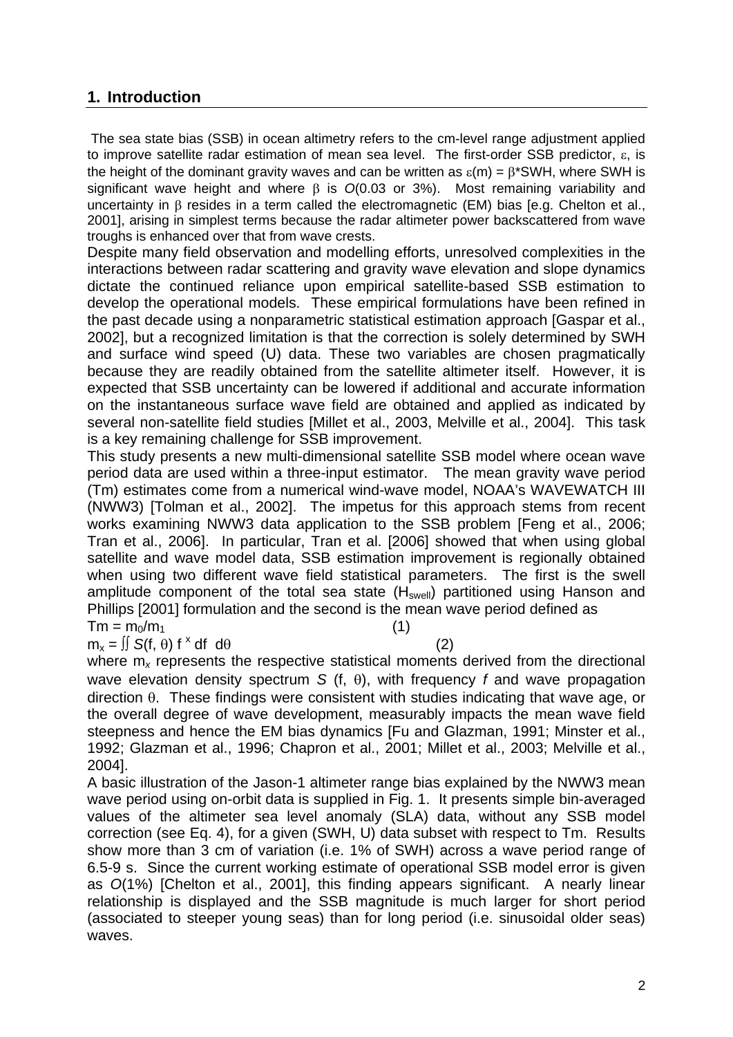## 1. Introduction

The sea state bias (SSB) in ocean altimetry refers to the cm-level range adjustment applied to improve satellite radar estimation of mean sea level. The first-order SSB predictor, $\varepsilon$, is the height of the dominant gravity waves and can be written as $\varepsilon(m) = \beta$*SWH, where SWH is significant wave height and where $\beta$ is *O*(0.03 or 3%). Most remaining variability and uncertainty in $\beta$ resides in a term called the electromagnetic (EM) bias [e.g. Chelton et al., 2001], arising in simplest terms because the radar altimeter power backscattered from wave troughs is enhanced over that from wave crests.

Despite many field observation and modelling efforts, unresolved complexities in the interactions between radar scattering and gravity wave elevation and slope dynamics dictate the continued reliance upon empirical satellite-based SSB estimation to develop the operational models. These empirical formulations have been refined in the past decade using a nonparametric statistical estimation approach [Gaspar et al., 2002], but a recognized limitation is that the correction is solely determined by SWH and surface wind speed (U) data. These two variables are chosen pragmatically because they are readily obtained from the satellite altimeter itself. However, it is expected that SSB uncertainty can be lowered if additional and accurate information on the instantaneous surface wave field are obtained and applied as indicated by several non-satellite field studies [Millet et al., 2003, Melville et al., 2004]. This task is a key remaining challenge for SSB improvement.

This study presents a new multi-dimensional satellite SSB model where ocean wave period data are used within a three-input estimator. The mean gravity wave period (Tm) estimates come from a numerical wind-wave model, NOAA's WAVEWATCH III (NWW3) [Tolman et al., 2002]. The impetus for this approach stems from recent works examining NWW3 data application to the SSB problem [Feng et al., 2006; Tran et al., 2006]. In particular, Tran et al. [2006] showed that when using global satellite and wave model data, SSB estimation improvement is regionally obtained when using two different wave field statistical parameters. The first is the swell amplitude component of the total sea state ($H_{swell}$) partitioned using Hanson and Phillips [2001] formulation and the second is the mean wave period defined as

$$Tm = m_0/m_1 \qquad (1)$$

$$m_x = \iint S(f, \theta)\, f^{\,x}\, df\, d\theta \qquad (2)$$

where $m_x$ represents the respective statistical moments derived from the directional wave elevation density spectrum $S(f, \theta)$, with frequency $f$ and wave propagation direction $\theta$. These findings were consistent with studies indicating that wave age, or the overall degree of wave development, measurably impacts the mean wave field steepness and hence the EM bias dynamics [Fu and Glazman, 1991; Minster et al., 1992; Glazman et al., 1996; Chapron et al., 2001; Millet et al., 2003; Melville et al., 2004].

A basic illustration of the Jason-1 altimeter range bias explained by the NWW3 mean wave period using on-orbit data is supplied in Fig. 1. It presents simple bin-averaged values of the altimeter sea level anomaly (SLA) data, without any SSB model correction (see Eq. 4), for a given (SWH, U) data subset with respect to Tm. Results show more than 3 cm of variation (i.e. 1% of SWH) across a wave period range of 6.5-9 s. Since the current working estimate of operational SSB model error is given as *O*(1%) [Chelton et al., 2001], this finding appears significant. A nearly linear relationship is displayed and the SSB magnitude is much larger for short period (associated to steeper young seas) than for long period (i.e. sinusoidal older seas) waves.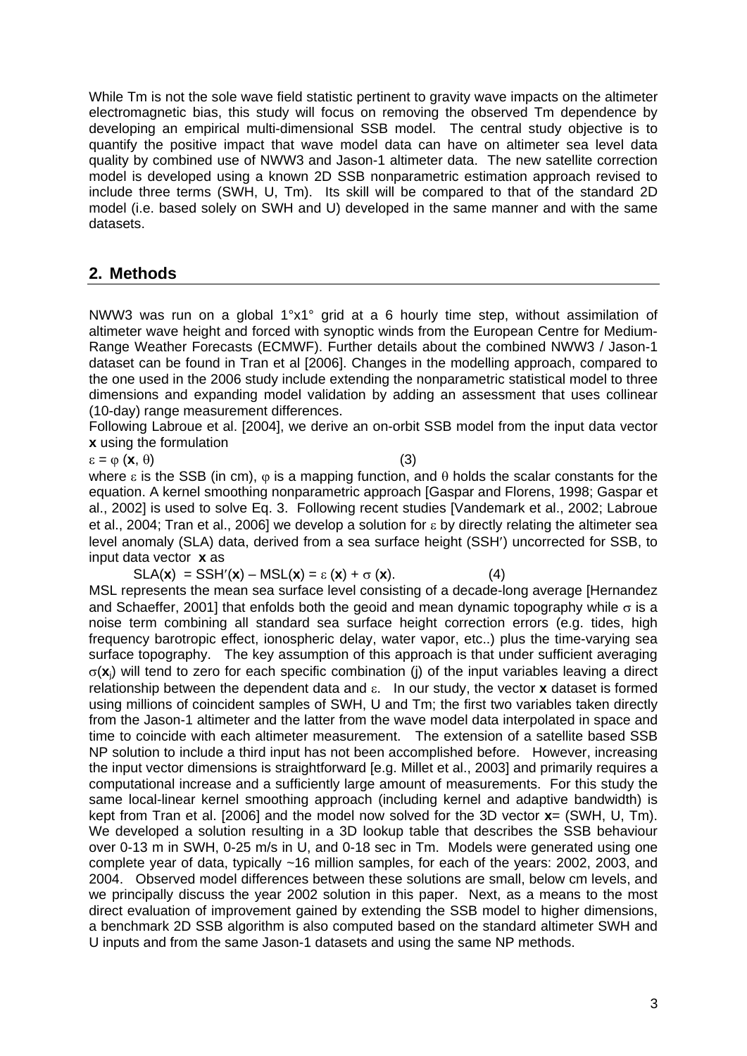While Tm is not the sole wave field statistic pertinent to gravity wave impacts on the altimeter electromagnetic bias, this study will focus on removing the observed Tm dependence by developing an empirical multi-dimensional SSB model. The central study objective is to quantify the positive impact that wave model data can have on altimeter sea level data quality by combined use of NWW3 and Jason-1 altimeter data. The new satellite correction model is developed using a known 2D SSB nonparametric estimation approach revised to include three terms (SWH, U, Tm). Its skill will be compared to that of the standard 2D model (i.e. based solely on SWH and U) developed in the same manner and with the same datasets.

## 2. Methods

NWW3 was run on a global 1°x1° grid at a 6 hourly time step, without assimilation of altimeter wave height and forced with synoptic winds from the European Centre for Medium-Range Weather Forecasts (ECMWF). Further details about the combined NWW3 / Jason-1 dataset can be found in Tran et al [2006]. Changes in the modelling approach, compared to the one used in the 2006 study include extending the nonparametric statistical model to three dimensions and expanding model validation by adding an assessment that uses collinear (10-day) range measurement differences.

Following Labroue et al. [2004], we derive an on-orbit SSB model from the input data vector **x** using the formulation

$$\varepsilon = \varphi(\mathbf{x}, \theta) \qquad (3)$$

where $\varepsilon$ is the SSB (in cm), $\varphi$ is a mapping function, and $\theta$ holds the scalar constants for the equation. A kernel smoothing nonparametric approach [Gaspar and Florens, 1998; Gaspar et al., 2002] is used to solve Eq. 3. Following recent studies [Vandemark et al., 2002; Labroue et al., 2004; Tran et al., 2006] we develop a solution for $\varepsilon$ by directly relating the altimeter sea level anomaly (SLA) data, derived from a sea surface height (SSH′) uncorrected for SSB, to input data vector **x** as

$$\mathrm{SLA}(\mathbf{x}) = \mathrm{SSH}'(\mathbf{x}) - \mathrm{MSL}(\mathbf{x}) = \varepsilon(\mathbf{x}) + \sigma(\mathbf{x}). \qquad (4)$$

MSL represents the mean sea surface level consisting of a decade-long average [Hernandez and Schaeffer, 2001] that enfolds both the geoid and mean dynamic topography while $\sigma$ is a noise term combining all standard sea surface height correction errors (e.g. tides, high frequency barotropic effect, ionospheric delay, water vapor, etc..) plus the time-varying sea surface topography. The key assumption of this approach is that under sufficient averaging $\sigma(\mathbf{x}_j)$ will tend to zero for each specific combination (j) of the input variables leaving a direct relationship between the dependent data and $\varepsilon$. In our study, the vector **x** dataset is formed using millions of coincident samples of SWH, U and Tm; the first two variables taken directly from the Jason-1 altimeter and the latter from the wave model data interpolated in space and time to coincide with each altimeter measurement. The extension of a satellite based SSB NP solution to include a third input has not been accomplished before. However, increasing the input vector dimensions is straightforward [e.g. Millet et al., 2003] and primarily requires a computational increase and a sufficiently large amount of measurements. For this study the same local-linear kernel smoothing approach (including kernel and adaptive bandwidth) is kept from Tran et al. [2006] and the model now solved for the 3D vector **x**= (SWH, U, Tm). We developed a solution resulting in a 3D lookup table that describes the SSB behaviour over 0-13 m in SWH, 0-25 m/s in U, and 0-18 sec in Tm. Models were generated using one complete year of data, typically ~16 million samples, for each of the years: 2002, 2003, and 2004. Observed model differences between these solutions are small, below cm levels, and we principally discuss the year 2002 solution in this paper. Next, as a means to the most direct evaluation of improvement gained by extending the SSB model to higher dimensions, a benchmark 2D SSB algorithm is also computed based on the standard altimeter SWH and U inputs and from the same Jason-1 datasets and using the same NP methods.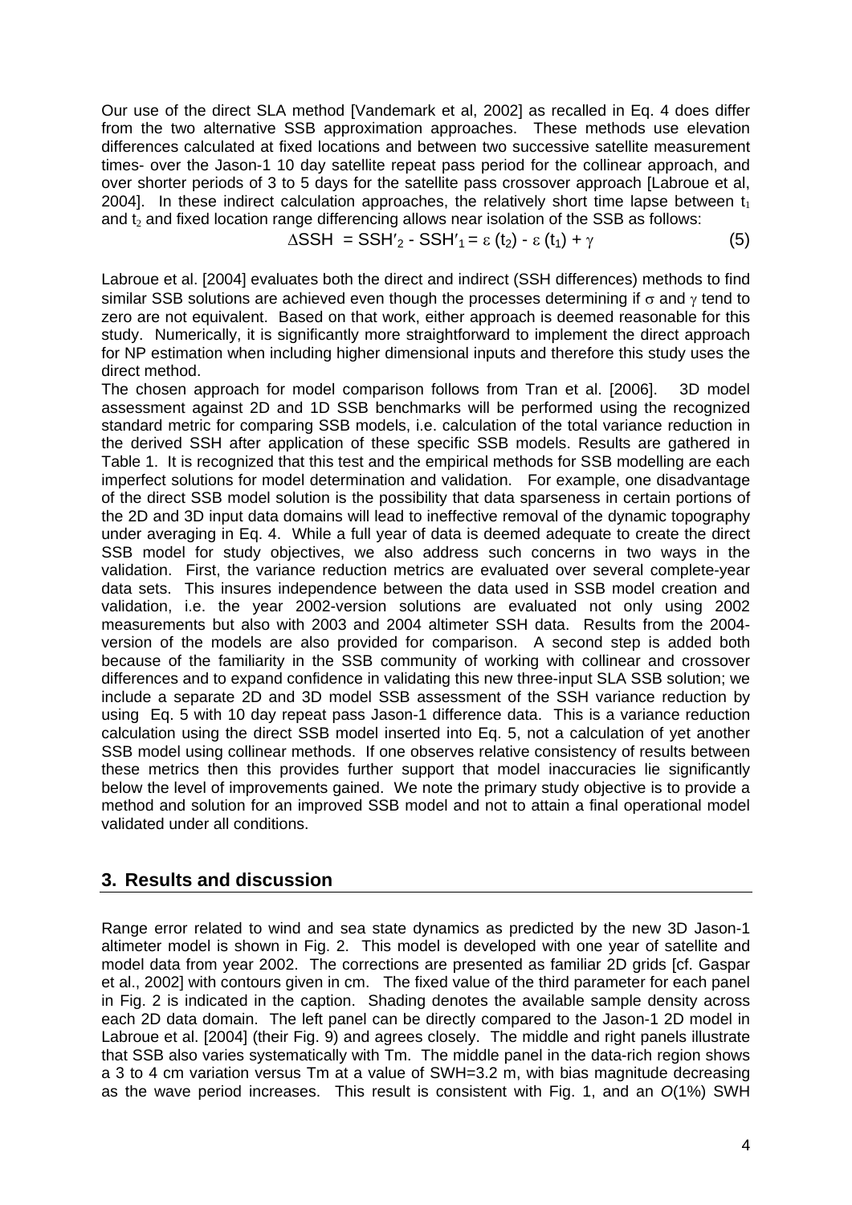Our use of the direct SLA method [Vandemark et al, 2002] as recalled in Eq. 4 does differ from the two alternative SSB approximation approaches. These methods use elevation differences calculated at fixed locations and between two successive satellite measurement times- over the Jason-1 10 day satellite repeat pass period for the collinear approach, and over shorter periods of 3 to 5 days for the satellite pass crossover approach [Labroue et al, 2004]. In these indirect calculation approaches, the relatively short time lapse between $t_1$ and $t_2$ and fixed location range differencing allows near isolation of the SSB as follows:

$$\Delta SSH = SSH'_2 - SSH'_1 = \varepsilon(t_2) - \varepsilon(t_1) + \gamma \qquad (5)$$

Labroue et al. [2004] evaluates both the direct and indirect (SSH differences) methods to find similar SSB solutions are achieved even though the processes determining if $\sigma$ and $\gamma$ tend to zero are not equivalent. Based on that work, either approach is deemed reasonable for this study. Numerically, it is significantly more straightforward to implement the direct approach for NP estimation when including higher dimensional inputs and therefore this study uses the direct method.

The chosen approach for model comparison follows from Tran et al. [2006]. 3D model assessment against 2D and 1D SSB benchmarks will be performed using the recognized standard metric for comparing SSB models, i.e. calculation of the total variance reduction in the derived SSH after application of these specific SSB models. Results are gathered in Table 1. It is recognized that this test and the empirical methods for SSB modelling are each imperfect solutions for model determination and validation. For example, one disadvantage of the direct SSB model solution is the possibility that data sparseness in certain portions of the 2D and 3D input data domains will lead to ineffective removal of the dynamic topography under averaging in Eq. 4. While a full year of data is deemed adequate to create the direct SSB model for study objectives, we also address such concerns in two ways in the validation. First, the variance reduction metrics are evaluated over several complete-year data sets. This insures independence between the data used in SSB model creation and validation, i.e. the year 2002-version solutions are evaluated not only using 2002 measurements but also with 2003 and 2004 altimeter SSH data. Results from the 2004-version of the models are also provided for comparison. A second step is added both because of the familiarity in the SSB community of working with collinear and crossover differences and to expand confidence in validating this new three-input SLA SSB solution; we include a separate 2D and 3D model SSB assessment of the SSH variance reduction by using Eq. 5 with 10 day repeat pass Jason-1 difference data. This is a variance reduction calculation using the direct SSB model inserted into Eq. 5, not a calculation of yet another SSB model using collinear methods. If one observes relative consistency of results between these metrics then this provides further support that model inaccuracies lie significantly below the level of improvements gained. We note the primary study objective is to provide a method and solution for an improved SSB model and not to attain a final operational model validated under all conditions.

## 3. Results and discussion

Range error related to wind and sea state dynamics as predicted by the new 3D Jason-1 altimeter model is shown in Fig. 2. This model is developed with one year of satellite and model data from year 2002. The corrections are presented as familiar 2D grids [cf. Gaspar et al., 2002] with contours given in cm. The fixed value of the third parameter for each panel in Fig. 2 is indicated in the caption. Shading denotes the available sample density across each 2D data domain. The left panel can be directly compared to the Jason-1 2D model in Labroue et al. [2004] (their Fig. 9) and agrees closely. The middle and right panels illustrate that SSB also varies systematically with Tm. The middle panel in the data-rich region shows a 3 to 4 cm variation versus Tm at a value of SWH=3.2 m, with bias magnitude decreasing as the wave period increases. This result is consistent with Fig. 1, and an *O*(1%) SWH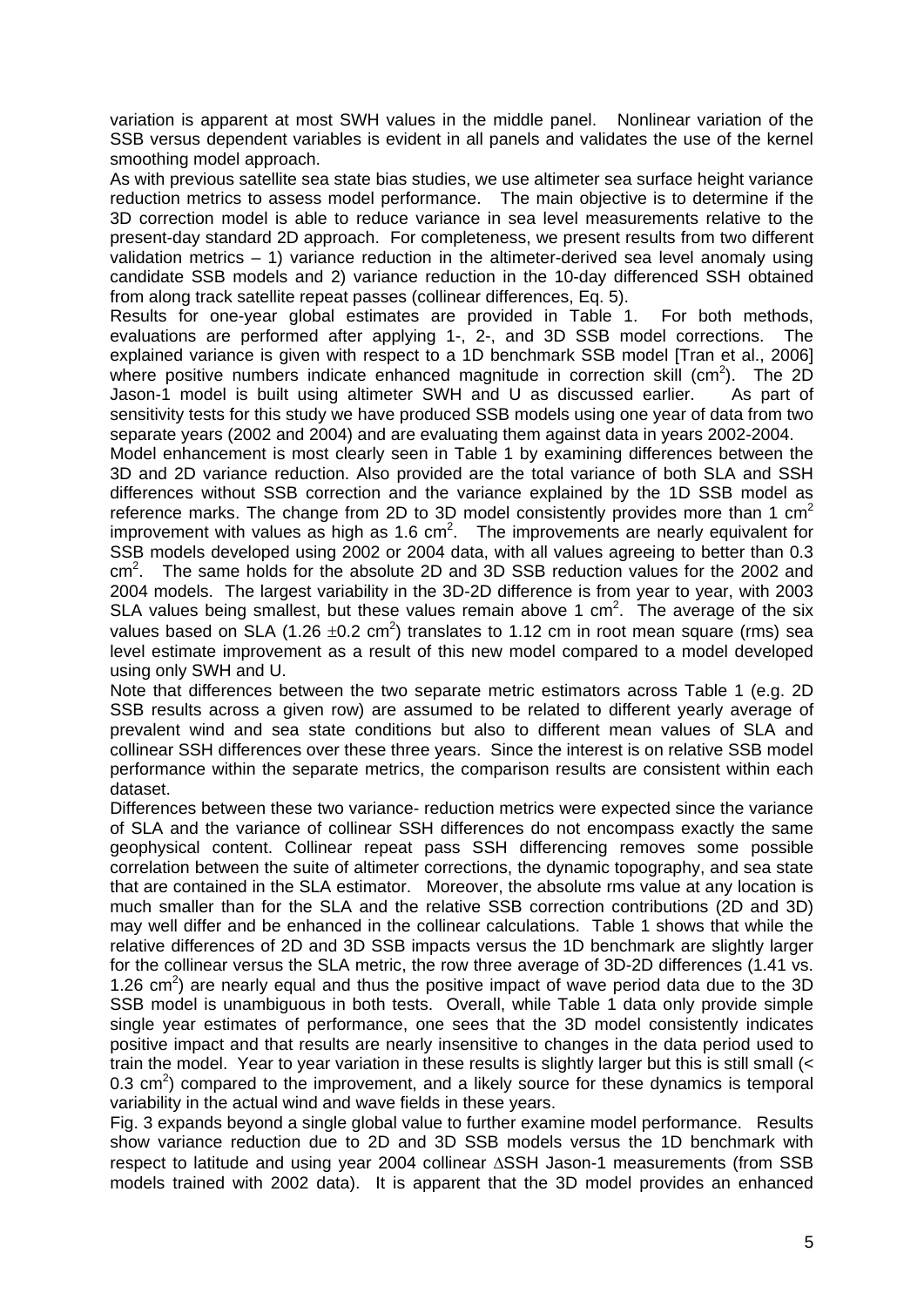variation is apparent at most SWH values in the middle panel. Nonlinear variation of the SSB versus dependent variables is evident in all panels and validates the use of the kernel smoothing model approach.

As with previous satellite sea state bias studies, we use altimeter sea surface height variance reduction metrics to assess model performance. The main objective is to determine if the 3D correction model is able to reduce variance in sea level measurements relative to the present-day standard 2D approach. For completeness, we present results from two different validation metrics – 1) variance reduction in the altimeter-derived sea level anomaly using candidate SSB models and 2) variance reduction in the 10-day differenced SSH obtained from along track satellite repeat passes (collinear differences, Eq. 5).

Results for one-year global estimates are provided in Table 1. For both methods, evaluations are performed after applying 1-, 2-, and 3D SSB model corrections. The explained variance is given with respect to a 1D benchmark SSB model [Tran et al., 2006] where positive numbers indicate enhanced magnitude in correction skill ($cm^2$). The 2D Jason-1 model is built using altimeter SWH and U as discussed earlier. As part of sensitivity tests for this study we have produced SSB models using one year of data from two separate years (2002 and 2004) and are evaluating them against data in years 2002-2004.

Model enhancement is most clearly seen in Table 1 by examining differences between the 3D and 2D variance reduction. Also provided are the total variance of both SLA and SSH differences without SSB correction and the variance explained by the 1D SSB model as reference marks. The change from 2D to 3D model consistently provides more than 1 $cm^2$ improvement with values as high as 1.6 $cm^2$. The improvements are nearly equivalent for SSB models developed using 2002 or 2004 data, with all values agreeing to better than 0.3 $cm^2$. The same holds for the absolute 2D and 3D SSB reduction values for the 2002 and 2004 models. The largest variability in the 3D-2D difference is from year to year, with 2003 SLA values being smallest, but these values remain above 1 $cm^2$. The average of the six values based on SLA (1.26 $\pm$0.2 $cm^2$) translates to 1.12 cm in root mean square (rms) sea level estimate improvement as a result of this new model compared to a model developed using only SWH and U.

Note that differences between the two separate metric estimators across Table 1 (e.g. 2D SSB results across a given row) are assumed to be related to different yearly average of prevalent wind and sea state conditions but also to different mean values of SLA and collinear SSH differences over these three years. Since the interest is on relative SSB model performance within the separate metrics, the comparison results are consistent within each dataset.

Differences between these two variance- reduction metrics were expected since the variance of SLA and the variance of collinear SSH differences do not encompass exactly the same geophysical content. Collinear repeat pass SSH differencing removes some possible correlation between the suite of altimeter corrections, the dynamic topography, and sea state that are contained in the SLA estimator. Moreover, the absolute rms value at any location is much smaller than for the SLA and the relative SSB correction contributions (2D and 3D) may well differ and be enhanced in the collinear calculations. Table 1 shows that while the relative differences of 2D and 3D SSB impacts versus the 1D benchmark are slightly larger for the collinear versus the SLA metric, the row three average of 3D-2D differences (1.41 vs. 1.26 $cm^2$) are nearly equal and thus the positive impact of wave period data due to the 3D SSB model is unambiguous in both tests. Overall, while Table 1 data only provide simple single year estimates of performance, one sees that the 3D model consistently indicates positive impact and that results are nearly insensitive to changes in the data period used to train the model. Year to year variation in these results is slightly larger but this is still small (< 0.3 $cm^2$) compared to the improvement, and a likely source for these dynamics is temporal variability in the actual wind and wave fields in these years.

Fig. 3 expands beyond a single global value to further examine model performance. Results show variance reduction due to 2D and 3D SSB models versus the 1D benchmark with respect to latitude and using year 2004 collinear $\Delta$SSH Jason-1 measurements (from SSB models trained with 2002 data). It is apparent that the 3D model provides an enhanced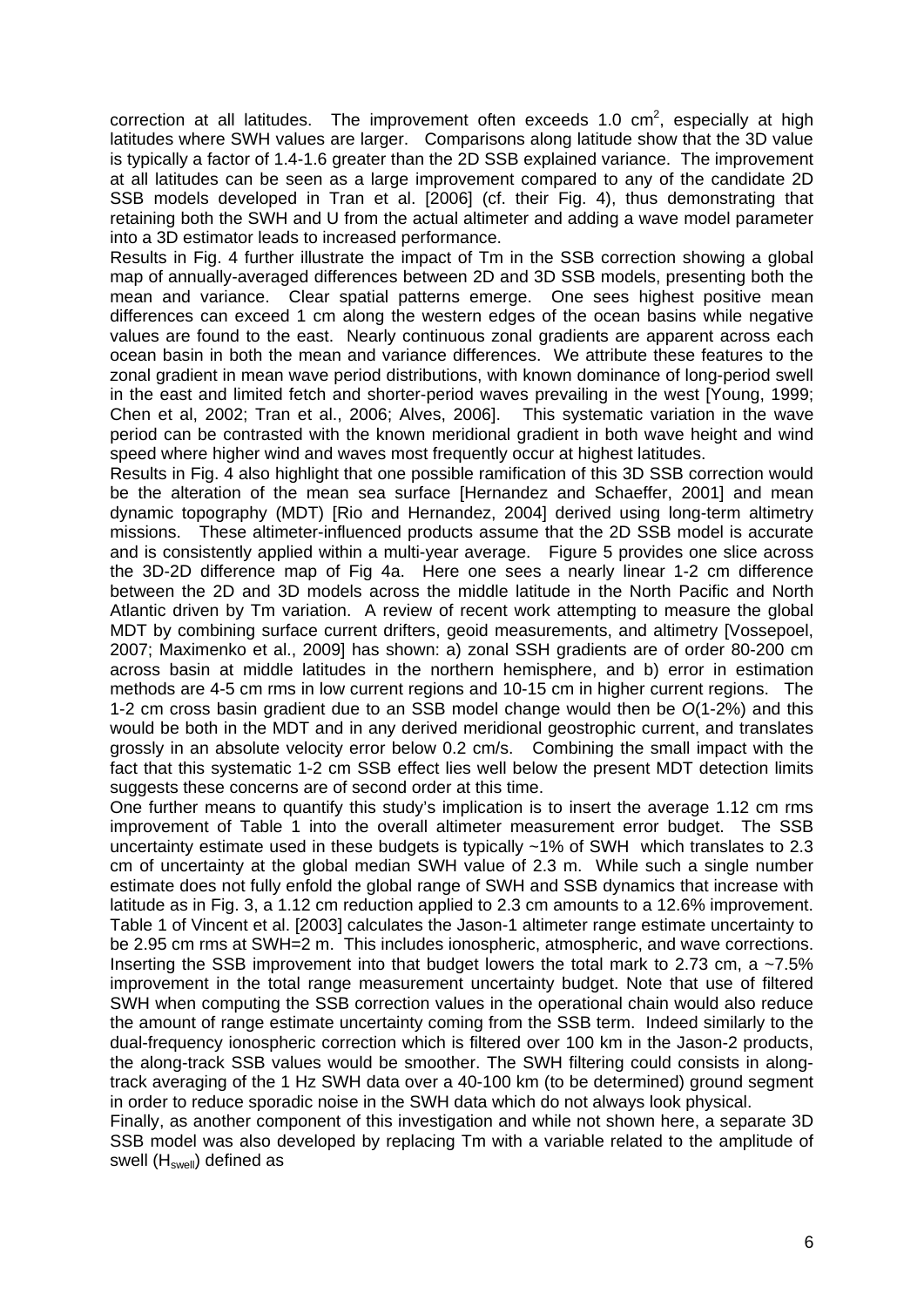correction at all latitudes. The improvement often exceeds 1.0 $cm^2$, especially at high latitudes where SWH values are larger. Comparisons along latitude show that the 3D value is typically a factor of 1.4-1.6 greater than the 2D SSB explained variance. The improvement at all latitudes can be seen as a large improvement compared to any of the candidate 2D SSB models developed in Tran et al. [2006] (cf. their Fig. 4), thus demonstrating that retaining both the SWH and U from the actual altimeter and adding a wave model parameter into a 3D estimator leads to increased performance.

Results in Fig. 4 further illustrate the impact of Tm in the SSB correction showing a global map of annually-averaged differences between 2D and 3D SSB models, presenting both the mean and variance. Clear spatial patterns emerge. One sees highest positive mean differences can exceed 1 cm along the western edges of the ocean basins while negative values are found to the east. Nearly continuous zonal gradients are apparent across each ocean basin in both the mean and variance differences. We attribute these features to the zonal gradient in mean wave period distributions, with known dominance of long-period swell in the east and limited fetch and shorter-period waves prevailing in the west [Young, 1999; Chen et al, 2002; Tran et al., 2006; Alves, 2006]. This systematic variation in the wave period can be contrasted with the known meridional gradient in both wave height and wind speed where higher wind and waves most frequently occur at highest latitudes.

Results in Fig. 4 also highlight that one possible ramification of this 3D SSB correction would be the alteration of the mean sea surface [Hernandez and Schaeffer, 2001] and mean dynamic topography (MDT) [Rio and Hernandez, 2004] derived using long-term altimetry missions. These altimeter-influenced products assume that the 2D SSB model is accurate and is consistently applied within a multi-year average. Figure 5 provides one slice across the 3D-2D difference map of Fig 4a. Here one sees a nearly linear 1-2 cm difference between the 2D and 3D models across the middle latitude in the North Pacific and North Atlantic driven by Tm variation. A review of recent work attempting to measure the global MDT by combining surface current drifters, geoid measurements, and altimetry [Vossepoel, 2007; Maximenko et al., 2009] has shown: a) zonal SSH gradients are of order 80-200 cm across basin at middle latitudes in the northern hemisphere, and b) error in estimation methods are 4-5 cm rms in low current regions and 10-15 cm in higher current regions. The 1-2 cm cross basin gradient due to an SSB model change would then be *O*(1-2%) and this would be both in the MDT and in any derived meridional geostrophic current, and translates grossly in an absolute velocity error below 0.2 cm/s. Combining the small impact with the fact that this systematic 1-2 cm SSB effect lies well below the present MDT detection limits suggests these concerns are of second order at this time.

One further means to quantify this study's implication is to insert the average 1.12 cm rms improvement of Table 1 into the overall altimeter measurement error budget. The SSB uncertainty estimate used in these budgets is typically ~1% of SWH which translates to 2.3 cm of uncertainty at the global median SWH value of 2.3 m. While such a single number estimate does not fully enfold the global range of SWH and SSB dynamics that increase with latitude as in Fig. 3, a 1.12 cm reduction applied to 2.3 cm amounts to a 12.6% improvement. Table 1 of Vincent et al. [2003] calculates the Jason-1 altimeter range estimate uncertainty to be 2.95 cm rms at SWH=2 m. This includes ionospheric, atmospheric, and wave corrections. Inserting the SSB improvement into that budget lowers the total mark to 2.73 cm, a ~7.5% improvement in the total range measurement uncertainty budget. Note that use of filtered SWH when computing the SSB correction values in the operational chain would also reduce the amount of range estimate uncertainty coming from the SSB term. Indeed similarly to the dual-frequency ionospheric correction which is filtered over 100 km in the Jason-2 products, the along-track SSB values would be smoother. The SWH filtering could consists in along-track averaging of the 1 Hz SWH data over a 40-100 km (to be determined) ground segment in order to reduce sporadic noise in the SWH data which do not always look physical.

Finally, as another component of this investigation and while not shown here, a separate 3D SSB model was also developed by replacing Tm with a variable related to the amplitude of swell ($H_{swell}$) defined as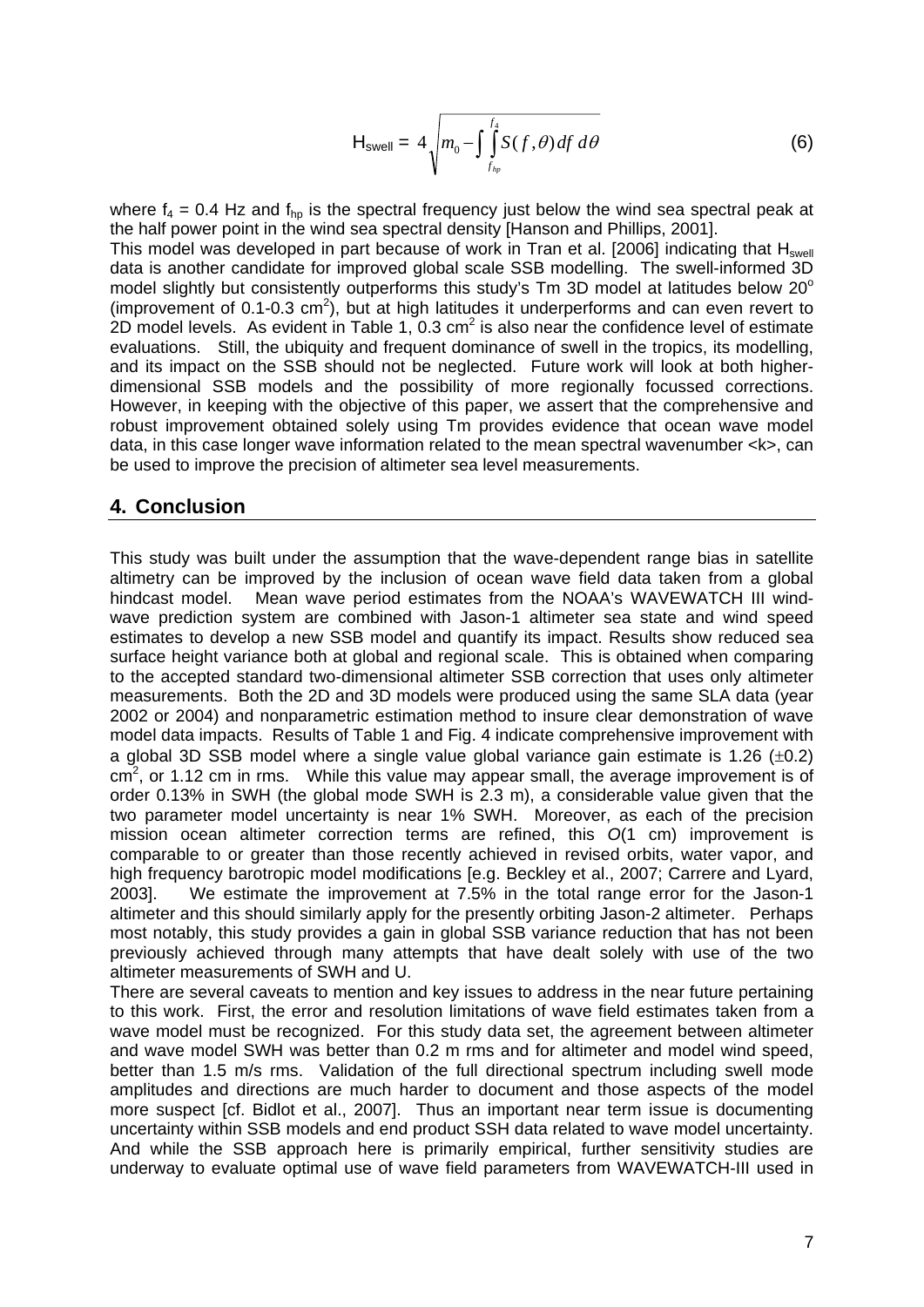$$\mathrm{H}_{\mathrm{swell}} = 4\sqrt{m_0 - \int \int_{f_{hp}}^{f_4} S(f,\theta)\, df\, d\theta} \tag{6}$$

where $f_4$ = 0.4 Hz and $f_{hp}$ is the spectral frequency just below the wind sea spectral peak at the half power point in the wind sea spectral density [Hanson and Phillips, 2001].

This model was developed in part because of work in Tran et al. [2006] indicating that $H_{swell}$ data is another candidate for improved global scale SSB modelling. The swell-informed 3D model slightly but consistently outperforms this study's Tm 3D model at latitudes below 20$^o$ (improvement of 0.1-0.3 cm$^2$), but at high latitudes it underperforms and can even revert to 2D model levels. As evident in Table 1, 0.3 cm$^2$ is also near the confidence level of estimate evaluations. Still, the ubiquity and frequent dominance of swell in the tropics, its modelling, and its impact on the SSB should not be neglected. Future work will look at both higher-dimensional SSB models and the possibility of more regionally focussed corrections. However, in keeping with the objective of this paper, we assert that the comprehensive and robust improvement obtained solely using Tm provides evidence that ocean wave model data, in this case longer wave information related to the mean spectral wavenumber <k>, can be used to improve the precision of altimeter sea level measurements.

## 4. Conclusion

This study was built under the assumption that the wave-dependent range bias in satellite altimetry can be improved by the inclusion of ocean wave field data taken from a global hindcast model. Mean wave period estimates from the NOAA's WAVEWATCH III wind-wave prediction system are combined with Jason-1 altimeter sea state and wind speed estimates to develop a new SSB model and quantify its impact. Results show reduced sea surface height variance both at global and regional scale. This is obtained when comparing to the accepted standard two-dimensional altimeter SSB correction that uses only altimeter measurements. Both the 2D and 3D models were produced using the same SLA data (year 2002 or 2004) and nonparametric estimation method to insure clear demonstration of wave model data impacts. Results of Table 1 and Fig. 4 indicate comprehensive improvement with a global 3D SSB model where a single value global variance gain estimate is 1.26 ($\pm$0.2) cm$^2$, or 1.12 cm in rms. While this value may appear small, the average improvement is of order 0.13% in SWH (the global mode SWH is 2.3 m), a considerable value given that the two parameter model uncertainty is near 1% SWH. Moreover, as each of the precision mission ocean altimeter correction terms are refined, this *O*(1 cm) improvement is comparable to or greater than those recently achieved in revised orbits, water vapor, and high frequency barotropic model modifications [e.g. Beckley et al., 2007; Carrere and Lyard, 2003]. We estimate the improvement at 7.5% in the total range error for the Jason-1 altimeter and this should similarly apply for the presently orbiting Jason-2 altimeter. Perhaps most notably, this study provides a gain in global SSB variance reduction that has not been previously achieved through many attempts that have dealt solely with use of the two altimeter measurements of SWH and U.

There are several caveats to mention and key issues to address in the near future pertaining to this work. First, the error and resolution limitations of wave field estimates taken from a wave model must be recognized. For this study data set, the agreement between altimeter and wave model SWH was better than 0.2 m rms and for altimeter and model wind speed, better than 1.5 m/s rms. Validation of the full directional spectrum including swell mode amplitudes and directions are much harder to document and those aspects of the model more suspect [cf. Bidlot et al., 2007]. Thus an important near term issue is documenting uncertainty within SSB models and end product SSH data related to wave model uncertainty. And while the SSB approach here is primarily empirical, further sensitivity studies are underway to evaluate optimal use of wave field parameters from WAVEWATCH-III used in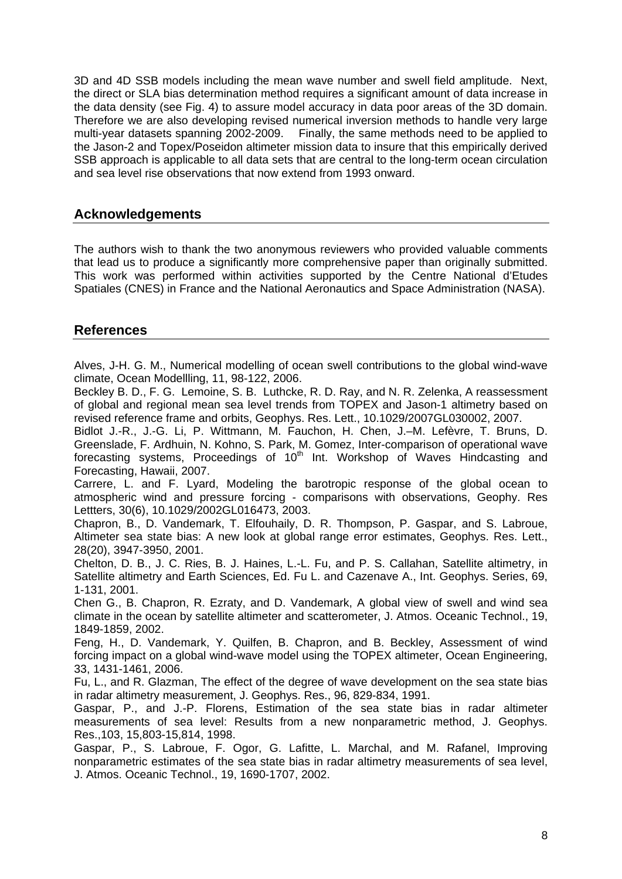3D and 4D SSB models including the mean wave number and swell field amplitude. Next, the direct or SLA bias determination method requires a significant amount of data increase in the data density (see Fig. 4) to assure model accuracy in data poor areas of the 3D domain. Therefore we are also developing revised numerical inversion methods to handle very large multi-year datasets spanning 2002-2009. Finally, the same methods need to be applied to the Jason-2 and Topex/Poseidon altimeter mission data to insure that this empirically derived SSB approach is applicable to all data sets that are central to the long-term ocean circulation and sea level rise observations that now extend from 1993 onward.

## Acknowledgements

The authors wish to thank the two anonymous reviewers who provided valuable comments that lead us to produce a significantly more comprehensive paper than originally submitted. This work was performed within activities supported by the Centre National d'Etudes Spatiales (CNES) in France and the National Aeronautics and Space Administration (NASA).

## References

Alves, J-H. G. M., Numerical modelling of ocean swell contributions to the global wind-wave climate, Ocean Modellling, 11, 98-122, 2006.

Beckley B. D., F. G. Lemoine, S. B. Luthcke, R. D. Ray, and N. R. Zelenka, A reassessment of global and regional mean sea level trends from TOPEX and Jason-1 altimetry based on revised reference frame and orbits, Geophys. Res. Lett., 10.1029/2007GL030002, 2007.

Bidlot J.-R., J.-G. Li, P. Wittmann, M. Fauchon, H. Chen, J.–M. Lefèvre, T. Bruns, D. Greenslade, F. Ardhuin, N. Kohno, S. Park, M. Gomez, Inter-comparison of operational wave forecasting systems, Proceedings of 10th Int. Workshop of Waves Hindcasting and Forecasting, Hawaii, 2007.

Carrere, L. and F. Lyard, Modeling the barotropic response of the global ocean to atmospheric wind and pressure forcing - comparisons with observations, Geophy. Res Lettters, 30(6), 10.1029/2002GL016473, 2003.

Chapron, B., D. Vandemark, T. Elfouhaily, D. R. Thompson, P. Gaspar, and S. Labroue, Altimeter sea state bias: A new look at global range error estimates, Geophys. Res. Lett., 28(20), 3947-3950, 2001.

Chelton, D. B., J. C. Ries, B. J. Haines, L.-L. Fu, and P. S. Callahan, Satellite altimetry, in Satellite altimetry and Earth Sciences, Ed. Fu L. and Cazenave A., Int. Geophys. Series, 69, 1-131, 2001.

Chen G., B. Chapron, R. Ezraty, and D. Vandemark, A global view of swell and wind sea climate in the ocean by satellite altimeter and scatterometer, J. Atmos. Oceanic Technol., 19, 1849-1859, 2002.

Feng, H., D. Vandemark, Y. Quilfen, B. Chapron, and B. Beckley, Assessment of wind forcing impact on a global wind-wave model using the TOPEX altimeter, Ocean Engineering, 33, 1431-1461, 2006.

Fu, L., and R. Glazman, The effect of the degree of wave development on the sea state bias in radar altimetry measurement, J. Geophys. Res., 96, 829-834, 1991.

Gaspar, P., and J.-P. Florens, Estimation of the sea state bias in radar altimeter measurements of sea level: Results from a new nonparametric method, J. Geophys. Res.,103, 15,803-15,814, 1998.

Gaspar, P., S. Labroue, F. Ogor, G. Lafitte, L. Marchal, and M. Rafanel, Improving nonparametric estimates of the sea state bias in radar altimetry measurements of sea level, J. Atmos. Oceanic Technol., 19, 1690-1707, 2002.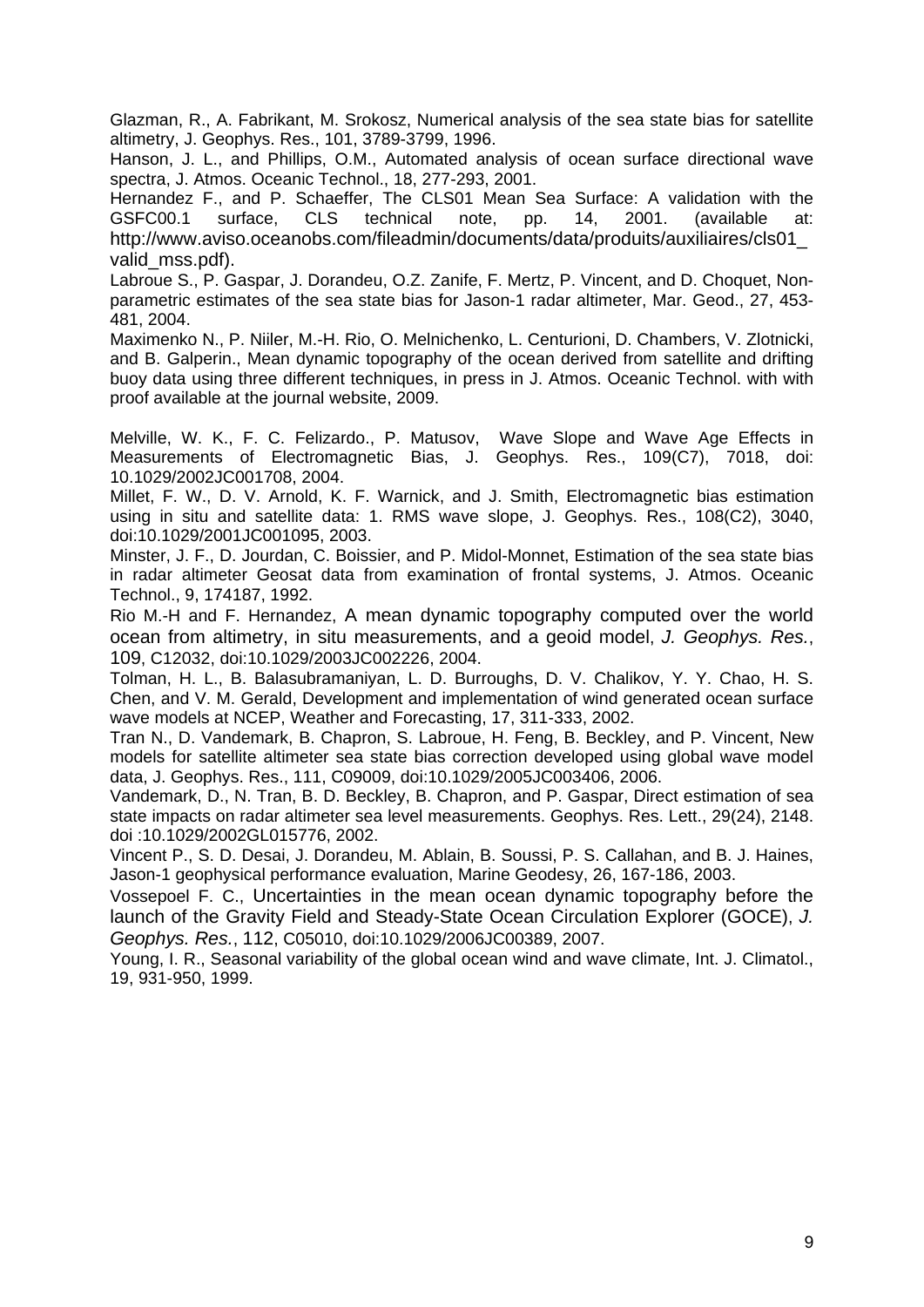Glazman, R., A. Fabrikant, M. Srokosz, Numerical analysis of the sea state bias for satellite altimetry, J. Geophys. Res., 101, 3789-3799, 1996.

Hanson, J. L., and Phillips, O.M., Automated analysis of ocean surface directional wave spectra, J. Atmos. Oceanic Technol., 18, 277-293, 2001.

Hernandez F., and P. Schaeffer, The CLS01 Mean Sea Surface: A validation with the GSFC00.1 surface, CLS technical note, pp. 14, 2001. (available at: http://www.aviso.oceanobs.com/fileadmin/documents/data/produits/auxiliaires/cls01_valid_mss.pdf).

Labroue S., P. Gaspar, J. Dorandeu, O.Z. Zanife, F. Mertz, P. Vincent, and D. Choquet, Non-parametric estimates of the sea state bias for Jason-1 radar altimeter, Mar. Geod., 27, 453-481, 2004.

Maximenko N., P. Niiler, M.-H. Rio, O. Melnichenko, L. Centurioni, D. Chambers, V. Zlotnicki, and B. Galperin., Mean dynamic topography of the ocean derived from satellite and drifting buoy data using three different techniques, in press in J. Atmos. Oceanic Technol. with with proof available at the journal website, 2009.

Melville, W. K., F. C. Felizardo., P. Matusov, Wave Slope and Wave Age Effects in Measurements of Electromagnetic Bias, J. Geophys. Res., 109(C7), 7018, doi: 10.1029/2002JC001708, 2004.

Millet, F. W., D. V. Arnold, K. F. Warnick, and J. Smith, Electromagnetic bias estimation using in situ and satellite data: 1. RMS wave slope, J. Geophys. Res., 108(C2), 3040, doi:10.1029/2001JC001095, 2003.

Minster, J. F., D. Jourdan, C. Boissier, and P. Midol-Monnet, Estimation of the sea state bias in radar altimeter Geosat data from examination of frontal systems, J. Atmos. Oceanic Technol., 9, 174187, 1992.

Rio M.-H and F. Hernandez, A mean dynamic topography computed over the world ocean from altimetry, in situ measurements, and a geoid model, *J. Geophys. Res.*, 109, C12032, doi:10.1029/2003JC002226, 2004.

Tolman, H. L., B. Balasubramaniyan, L. D. Burroughs, D. V. Chalikov, Y. Y. Chao, H. S. Chen, and V. M. Gerald, Development and implementation of wind generated ocean surface wave models at NCEP, Weather and Forecasting, 17, 311-333, 2002.

Tran N., D. Vandemark, B. Chapron, S. Labroue, H. Feng, B. Beckley, and P. Vincent, New models for satellite altimeter sea state bias correction developed using global wave model data, J. Geophys. Res., 111, C09009, doi:10.1029/2005JC003406, 2006.

Vandemark, D., N. Tran, B. D. Beckley, B. Chapron, and P. Gaspar, Direct estimation of sea state impacts on radar altimeter sea level measurements. Geophys. Res. Lett., 29(24), 2148. doi :10.1029/2002GL015776, 2002.

Vincent P., S. D. Desai, J. Dorandeu, M. Ablain, B. Soussi, P. S. Callahan, and B. J. Haines, Jason-1 geophysical performance evaluation, Marine Geodesy, 26, 167-186, 2003.

Vossepoel F. C., Uncertainties in the mean ocean dynamic topography before the launch of the Gravity Field and Steady-State Ocean Circulation Explorer (GOCE), *J. Geophys. Res.*, 112, C05010, doi:10.1029/2006JC00389, 2007.

Young, I. R., Seasonal variability of the global ocean wind and wave climate, Int. J. Climatol., 19, 931-950, 1999.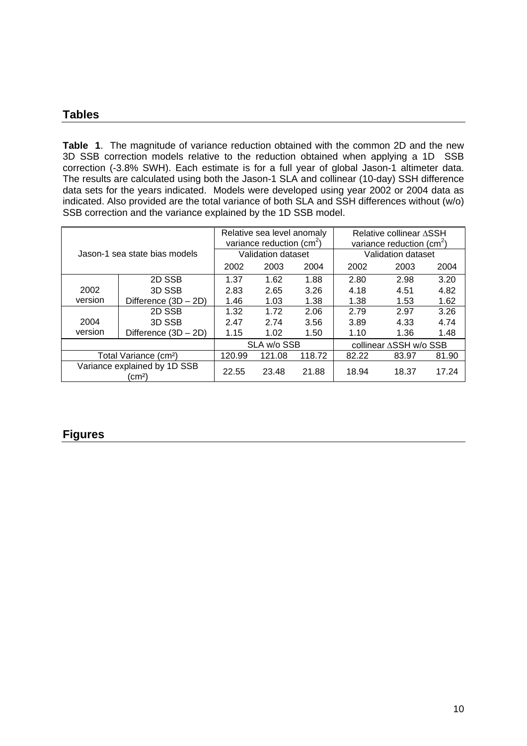## Tables

**Table 1**. The magnitude of variance reduction obtained with the common 2D and the new 3D SSB correction models relative to the reduction obtained when applying a 1D SSB correction (-3.8% SWH). Each estimate is for a full year of global Jason-1 altimeter data. The results are calculated using both the Jason-1 SLA and collinear (10-day) SSH difference data sets for the years indicated. Models were developed using year 2002 or 2004 data as indicated. Also provided are the total variance of both SLA and SSH differences without (w/o) SSB correction and the variance explained by the 1D SSB model.

| Jason-1 sea state bias models | | Relative sea level anomaly variance reduction ($cm^2$) | | | Relative collinear ΔSSH variance reduction ($cm^2$) | | |
|---|---|---|---|---|---|---|---|
| | | Validation dataset | | | Validation dataset | | |
| | | 2002 | 2003 | 2004 | 2002 | 2003 | 2004 |
| 2002 version | 2D SSB | 1.37 | 1.62 | 1.88 | 2.80 | 2.98 | 3.20 |
| | 3D SSB | 2.83 | 2.65 | 3.26 | 4.18 | 4.51 | 4.82 |
| | Difference (3D – 2D) | 1.46 | 1.03 | 1.38 | 1.38 | 1.53 | 1.62 |
| 2004 version | 2D SSB | 1.32 | 1.72 | 2.06 | 2.79 | 2.97 | 3.26 |
| | 3D SSB | 2.47 | 2.74 | 3.56 | 3.89 | 4.33 | 4.74 |
| | Difference (3D – 2D) | 1.15 | 1.02 | 1.50 | 1.10 | 1.36 | 1.48 |
| | | SLA w/o SSB | | | collinear ΔSSH w/o SSB | | |
| Total Variance ($cm^2$) | | 120.99 | 121.08 | 118.72 | 82.22 | 83.97 | 81.90 |
| Variance explained by 1D SSB ($cm^2$) | | 22.55 | 23.48 | 21.88 | 18.94 | 18.37 | 17.24 |

## Figures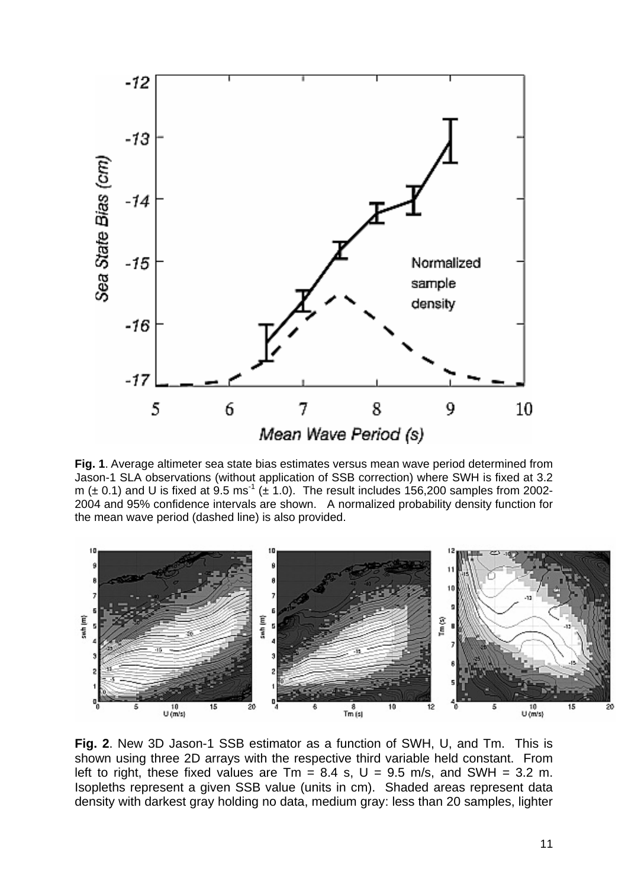**Fig. 1**. Average altimeter sea state bias estimates versus mean wave period determined from Jason-1 SLA observations (without application of SSB correction) where SWH is fixed at 3.2 m ($\pm$ 0.1) and U is fixed at 9.5 ms$^{-1}$ ($\pm$ 1.0). The result includes 156,200 samples from 2002-2004 and 95% confidence intervals are shown. A normalized probability density function for the mean wave period (dashed line) is also provided.

**Fig. 2**. New 3D Jason-1 SSB estimator as a function of SWH, U, and Tm. This is shown using three 2D arrays with the respective third variable held constant. From left to right, these fixed values are Tm = 8.4 s, U = 9.5 m/s, and SWH = 3.2 m. Isopleths represent a given SSB value (units in cm). Shaded areas represent data density with darkest gray holding no data, medium gray: less than 20 samples, lighter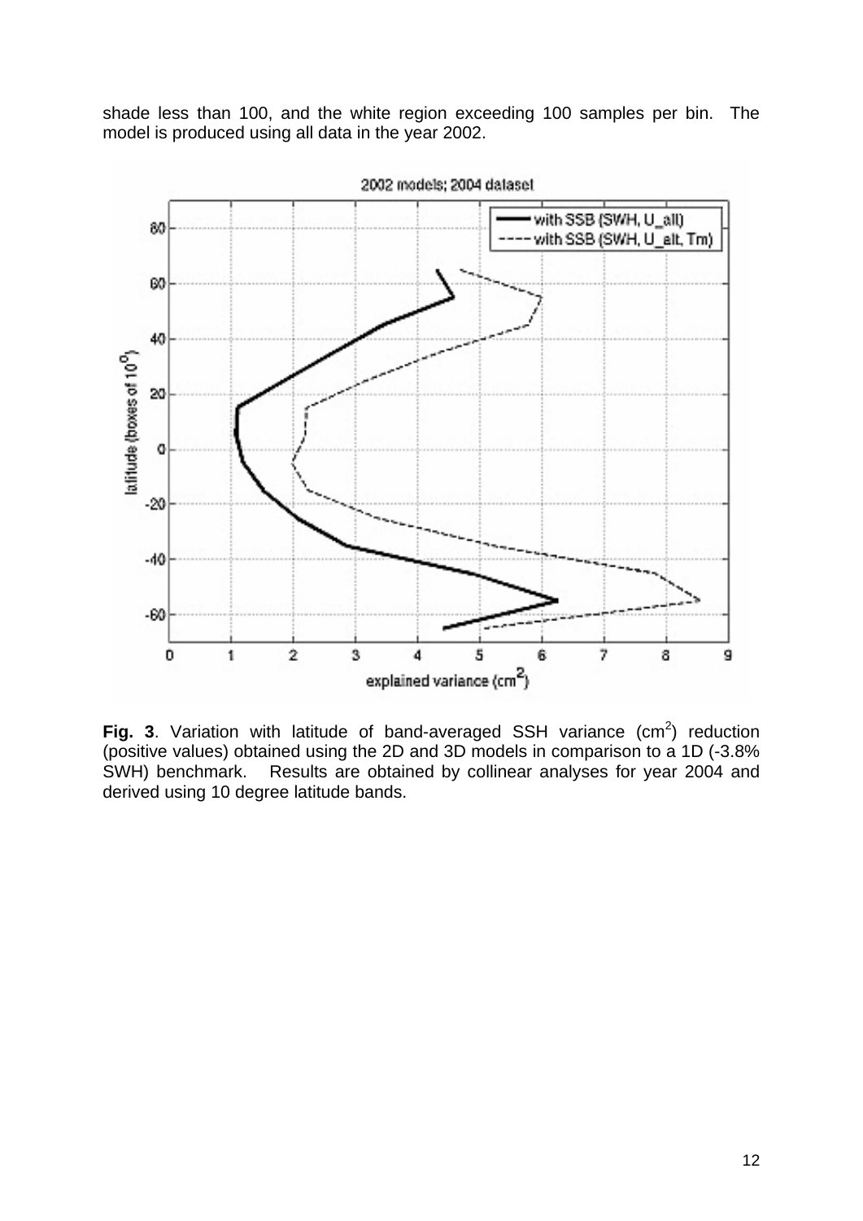shade less than 100, and the white region exceeding 100 samples per bin. The model is produced using all data in the year 2002.

**Fig. 3**. Variation with latitude of band-averaged SSH variance ($cm^2$) reduction (positive values) obtained using the 2D and 3D models in comparison to a 1D (-3.8% SWH) benchmark. Results are obtained by collinear analyses for year 2004 and derived using 10 degree latitude bands.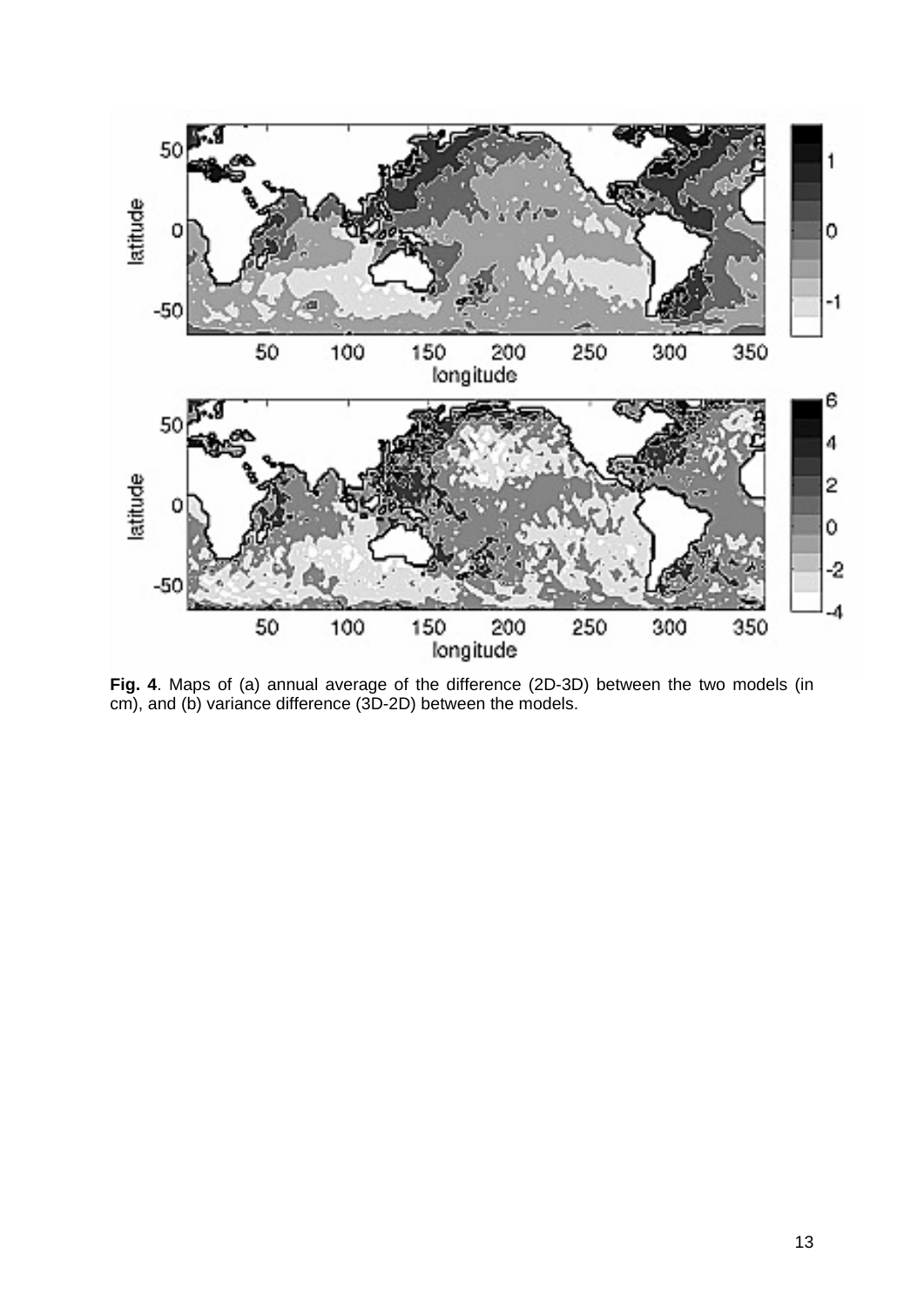**Fig. 4**. Maps of (a) annual average of the difference (2D-3D) between the two models (in cm), and (b) variance difference (3D-2D) between the models.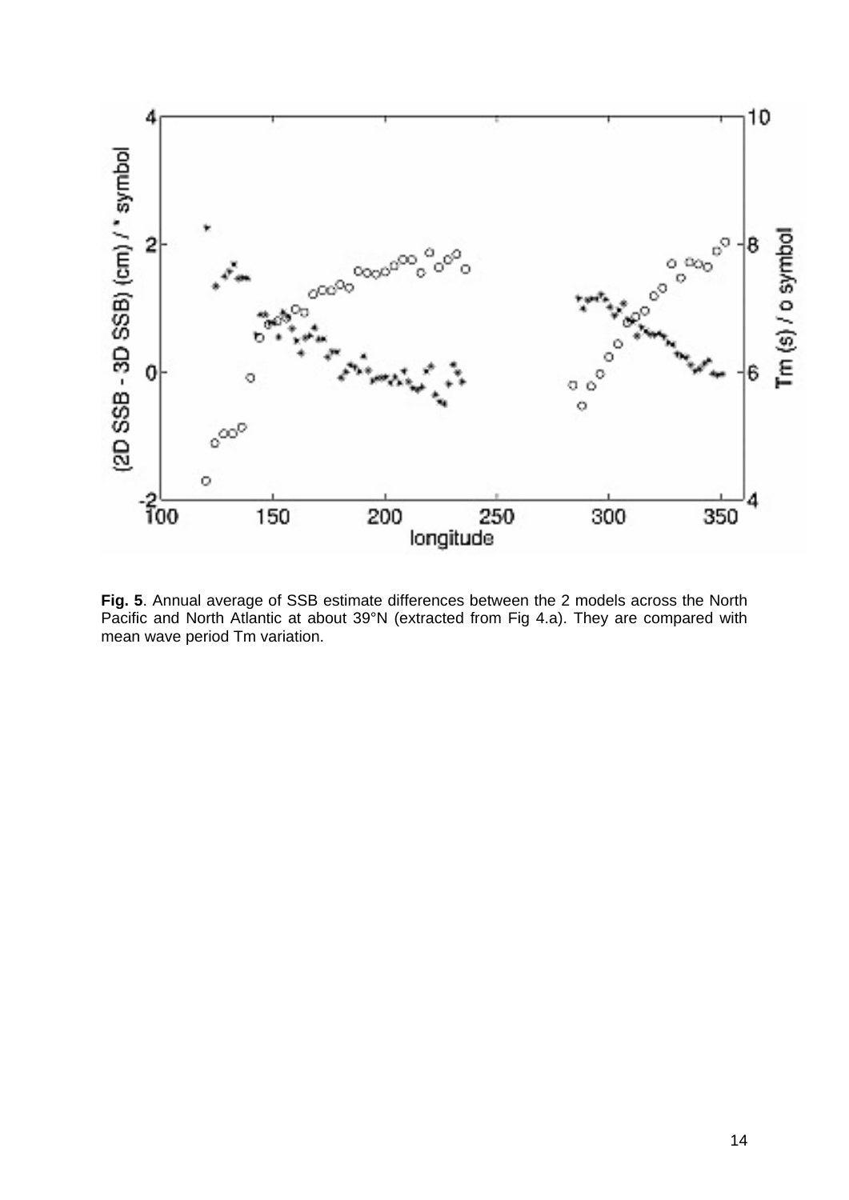(2D SSB - 3D SSB) (cm) / * symbol

Tm (s) / o symbol

4
2
0
-2

10
8
6
4

100
150
200
250
300
350

longitude

**Fig. 5**. Annual average of SSB estimate differences between the 2 models across the North Pacific and North Atlantic at about 39°N (extracted from Fig 4.a). They are compared with mean wave period Tm variation.